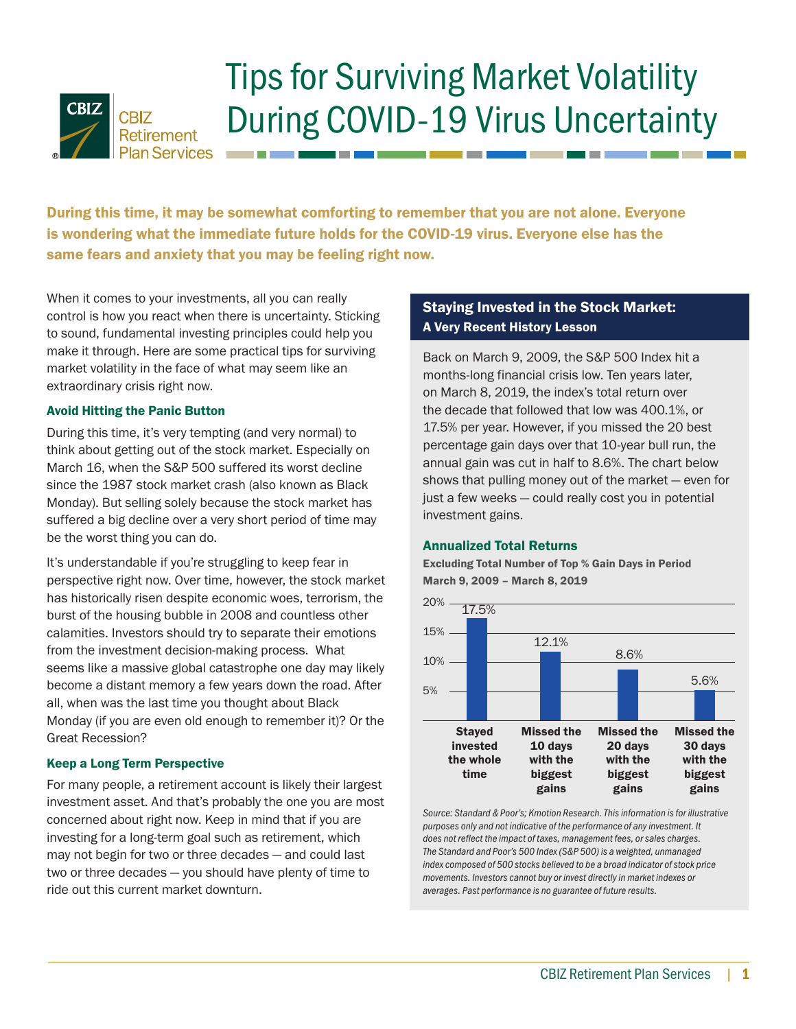# Tips for Surviving Market Volatility During COVID-19 Virus Uncertainty

**During this time, it may be somewhat comforting to remember that you are not alone. Everyone is wondering what the immediate future holds for the COVID-19 virus. Everyone else has the same fears and anxiety that you may be feeling right now.**

When it comes to your investments, all you can really control is how you react when there is uncertainty. Sticking to sound, fundamental investing principles could help you make it through. Here are some practical tips for surviving market volatility in the face of what may seem like an extraordinary crisis right now.

### Avoid Hitting the Panic Button

During this time, it's very tempting (and very normal) to think about getting out of the stock market. Especially on March 16, when the S&P 500 suffered its worst decline since the 1987 stock market crash (also known as Black Monday). But selling solely because the stock market has suffered a big decline over a very short period of time may be the worst thing you can do.

It's understandable if you're struggling to keep fear in perspective right now. Over time, however, the stock market has historically risen despite economic woes, terrorism, the burst of the housing bubble in 2008 and countless other calamities. Investors should try to separate their emotions from the investment decision-making process. What seems like a massive global catastrophe one day may likely become a distant memory a few years down the road. After all, when was the last time you thought about Black Monday (if you are even old enough to remember it)? Or the Great Recession?

### Keep a Long Term Perspective

For many people, a retirement account is likely their largest investment asset. And that's probably the one you are most concerned about right now. Keep in mind that if you are investing for a long-term goal such as retirement, which may not begin for two or three decades — and could last two or three decades — you should have plenty of time to ride out this current market downturn.

## Staying Invested in the Stock Market: A Very Recent History Lesson

Back on March 9, 2009, the S&P 500 Index hit a months-long financial crisis low. Ten years later, on March 8, 2019, the index's total return over the decade that followed that low was 400.1%, or 17.5% per year. However, if you missed the 20 best percentage gain days over that 10-year bull run, the annual gain was cut in half to 8.6%. The chart below shows that pulling money out of the market — even for just a few weeks — could really cost you in potential investment gains.

### Annualized Total Returns

**Excluding Total Number of Top % Gain Days in Period**
**March 9, 2009 – March 8, 2019**

| Scenario | Annualized Total Return |
|---|---|
| Stayed invested the whole time | 17.5% |
| Missed the 10 days with the biggest gains | 12.1% |
| Missed the 20 days with the biggest gains | 8.6% |
| Missed the 30 days with the biggest gains | 5.6% |

*Source: Standard & Poor's; Kmotion Research. This information is for illustrative purposes only and not indicative of the performance of any investment. It does not reflect the impact of taxes, management fees, or sales charges. The Standard and Poor's 500 Index (S&P 500) is a weighted, unmanaged index composed of 500 stocks believed to be a broad indicator of stock price movements. Investors cannot buy or invest directly in market indexes or averages. Past performance is no guarantee of future results.*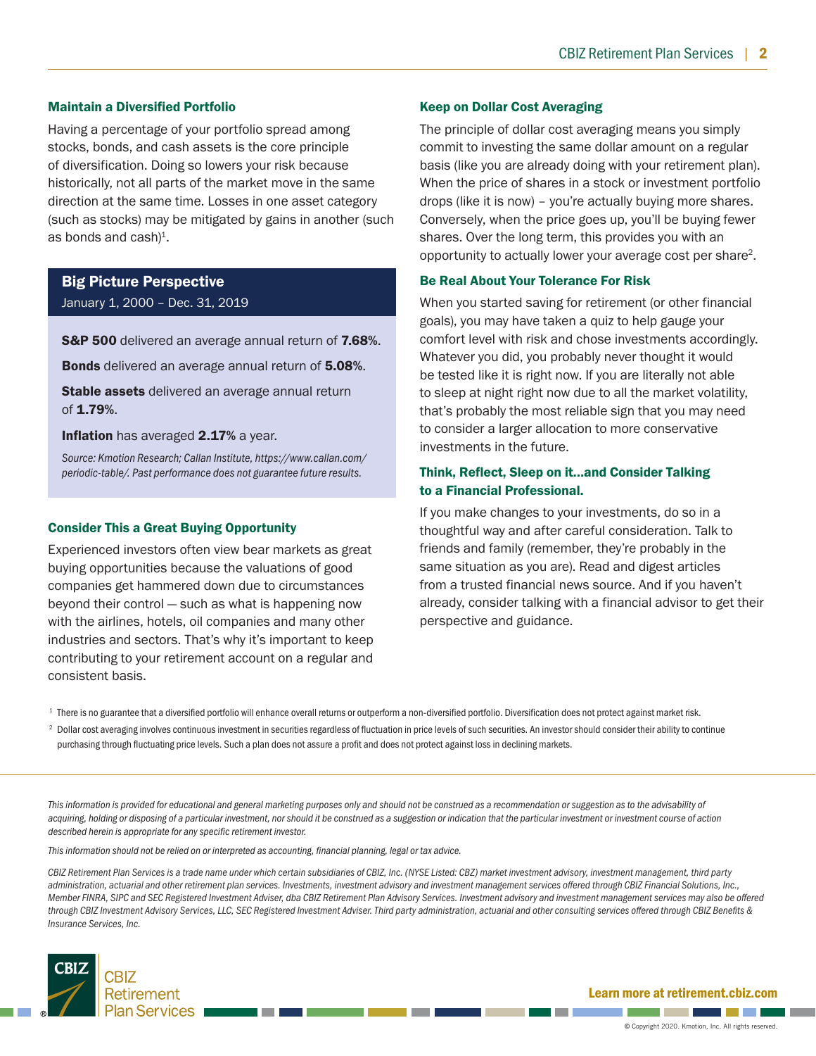### Maintain a Diversified Portfolio

Having a percentage of your portfolio spread among stocks, bonds, and cash assets is the core principle of diversification. Doing so lowers your risk because historically, not all parts of the market move in the same direction at the same time. Losses in one asset category (such as stocks) may be mitigated by gains in another (such as bonds and cash)[1].

### Big Picture Perspective

January 1, 2000 – Dec. 31, 2019

**S&P 500** delivered an average annual return of **7.68%**.

**Bonds** delivered an average annual return of **5.08%**.

**Stable assets** delivered an average annual return of **1.79%**.

**Inflation** has averaged **2.17%** a year.

*Source: Kmotion Research; Callan Institute, https://www.callan.com/periodic-table/. Past performance does not guarantee future results.*

### Consider This a Great Buying Opportunity

Experienced investors often view bear markets as great buying opportunities because the valuations of good companies get hammered down due to circumstances beyond their control — such as what is happening now with the airlines, hotels, oil companies and many other industries and sectors. That's why it's important to keep contributing to your retirement account on a regular and consistent basis.

### Keep on Dollar Cost Averaging

The principle of dollar cost averaging means you simply commit to investing the same dollar amount on a regular basis (like you are already doing with your retirement plan). When the price of shares in a stock or investment portfolio drops (like it is now) – you're actually buying more shares. Conversely, when the price goes up, you'll be buying fewer shares. Over the long term, this provides you with an opportunity to actually lower your average cost per share[2].

### Be Real About Your Tolerance For Risk

When you started saving for retirement (or other financial goals), you may have taken a quiz to help gauge your comfort level with risk and chose investments accordingly. Whatever you did, you probably never thought it would be tested like it is right now. If you are literally not able to sleep at night right now due to all the market volatility, that's probably the most reliable sign that you may need to consider a larger allocation to more conservative investments in the future.

### Think, Reflect, Sleep on it…and Consider Talking to a Financial Professional.

If you make changes to your investments, do so in a thoughtful way and after careful consideration. Talk to friends and family (remember, they're probably in the same situation as you are). Read and digest articles from a trusted financial news source. And if you haven't already, consider talking with a financial advisor to get their perspective and guidance.

[1] There is no guarantee that a diversified portfolio will enhance overall returns or outperform a non-diversified portfolio. Diversification does not protect against market risk.

[2] Dollar cost averaging involves continuous investment in securities regardless of fluctuation in price levels of such securities. An investor should consider their ability to continue purchasing through fluctuating price levels. Such a plan does not assure a profit and does not protect against loss in declining markets.

*This information is provided for educational and general marketing purposes only and should not be construed as a recommendation or suggestion as to the advisability of acquiring, holding or disposing of a particular investment, nor should it be construed as a suggestion or indication that the particular investment or investment course of action described herein is appropriate for any specific retirement investor.*

*This information should not be relied on or interpreted as accounting, financial planning, legal or tax advice.*

*CBIZ Retirement Plan Services is a trade name under which certain subsidiaries of CBIZ, Inc. (NYSE Listed: CBZ) market investment advisory, investment management, third party administration, actuarial and other retirement plan services. Investments, investment advisory and investment management services offered through CBIZ Financial Solutions, Inc., Member FINRA, SIPC and SEC Registered Investment Adviser, dba CBIZ Retirement Plan Advisory Services. Investment advisory and investment management services may also be offered through CBIZ Investment Advisory Services, LLC, SEC Registered Investment Adviser. Third party administration, actuarial and other consulting services offered through CBIZ Benefits & Insurance Services, Inc.*

CBIZ Retirement Plan Services

**Learn more at retirement.cbiz.com**

© Copyright 2020. Kmotion, Inc. All rights reserved.